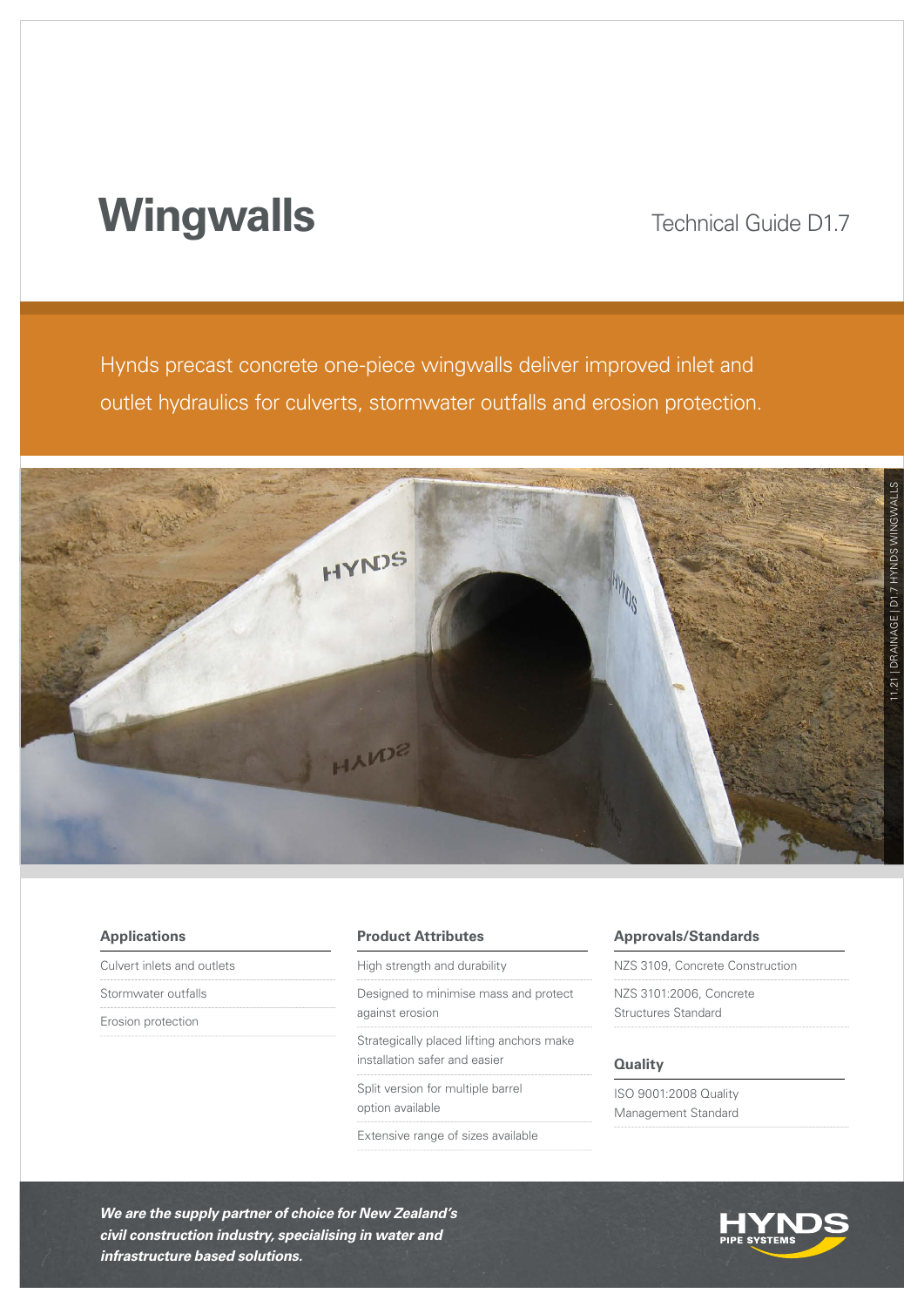# Wingwalls

Technical Guide D1.7

Hynds precast concrete one-piece wingwalls deliver improved inlet and outlet hydraulics for culverts, stormwater outfalls and erosion protection.

### Applications

- Culvert inlets and outlets
- Stormwater outfalls
- Erosion protection

### Product Attributes

- High strength and durability
- Designed to minimise mass and protect against erosion
- Strategically placed lifting anchors make installation safer and easier
- Split version for multiple barrel option available
- Extensive range of sizes available

### Approvals/Standards

- NZS 3109, Concrete Construction
- NZS 3101:2006, Concrete Structures Standard

### Quality

- ISO 9001:2008 Quality Management Standard

***We are the supply partner of choice for New Zealand's civil construction industry, specialising in water and infrastructure based solutions.***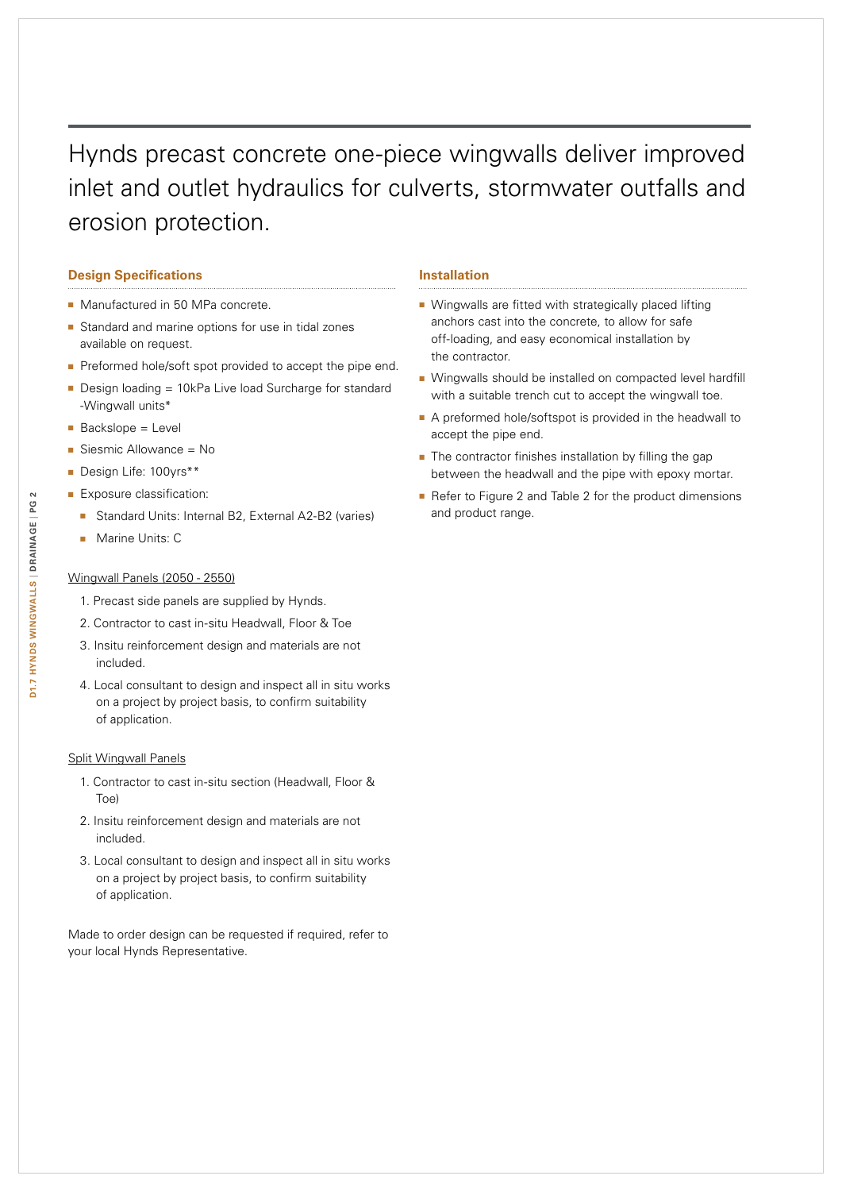# Hynds precast concrete one-piece wingwalls deliver improved inlet and outlet hydraulics for culverts, stormwater outfalls and erosion protection.

## Design Specifications

- Manufactured in 50 MPa concrete.
- Standard and marine options for use in tidal zones available on request.
- Preformed hole/soft spot provided to accept the pipe end.
- Design loading = 10kPa Live load Surcharge for standard -Wingwall units*
- Backslope = Level
- Siesmic Allowance = No
- Design Life: 100yrs**
- Exposure classification:
  - Standard Units: Internal B2, External A2-B2 (varies)
  - Marine Units: C

Wingwall Panels (2050 - 2550)

1. Precast side panels are supplied by Hynds.
2. Contractor to cast in-situ Headwall, Floor & Toe
3. Insitu reinforcement design and materials are not included.
4. Local consultant to design and inspect all in situ works on a project by project basis, to confirm suitability of application.

Split Wingwall Panels

1. Contractor to cast in-situ section (Headwall, Floor & Toe)
2. Insitu reinforcement design and materials are not included.
3. Local consultant to design and inspect all in situ works on a project by project basis, to confirm suitability of application.

Made to order design can be requested if required, refer to your local Hynds Representative.

## Installation

- Wingwalls are fitted with strategically placed lifting anchors cast into the concrete, to allow for safe off-loading, and easy economical installation by the contractor.
- Wingwalls should be installed on compacted level hardfill with a suitable trench cut to accept the wingwall toe.
- A preformed hole/softspot is provided in the headwall to accept the pipe end.
- The contractor finishes installation by filling the gap between the headwall and the pipe with epoxy mortar.
- Refer to Figure 2 and Table 2 for the product dimensions and product range.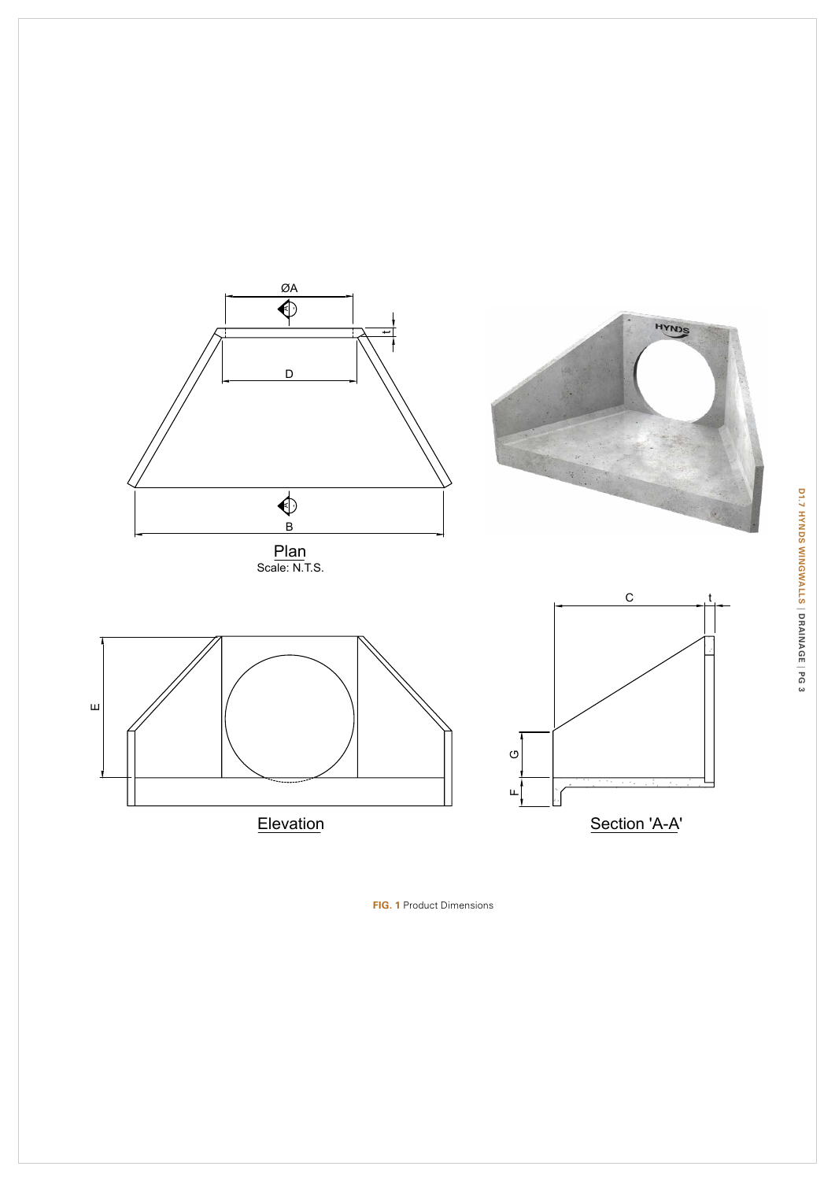Plan
Scale: N.T.S.

Elevation

Section 'A-A'

**FIG. 1** Product Dimensions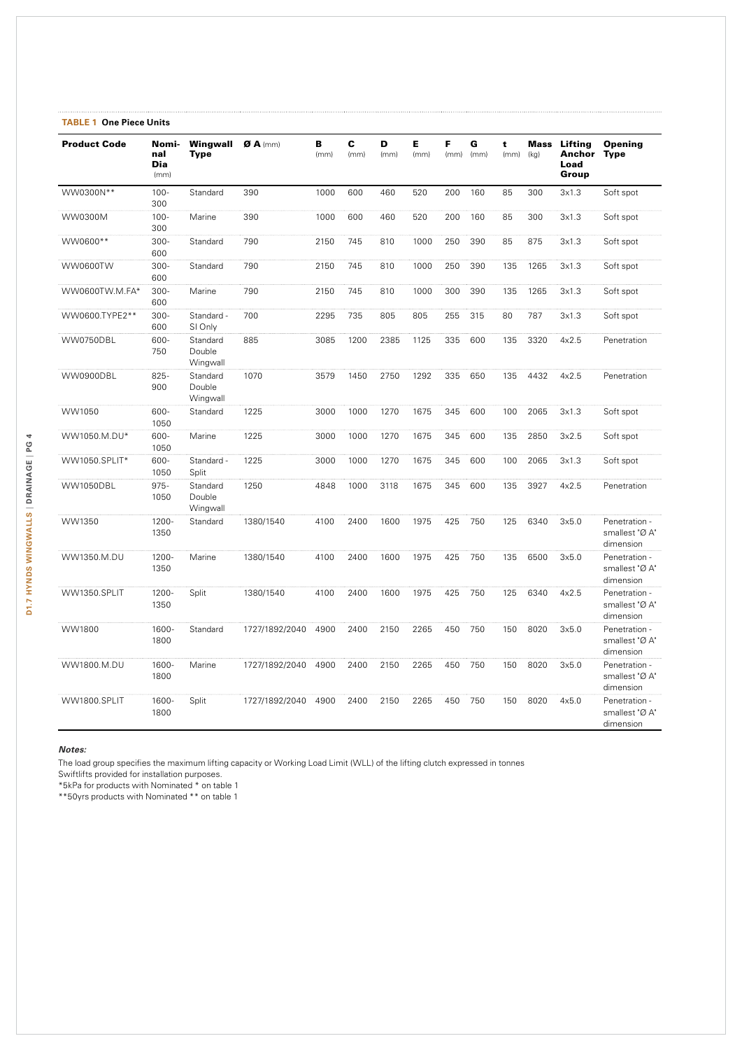**TABLE 1** **One Piece Units**

| Product Code | Nominal Dia (mm) | Wingwall Type | Ø A (mm) | B (mm) | C (mm) | D (mm) | E (mm) | F (mm) | G (mm) | t (mm) | Mass (kg) | Lifting Anchor Load Group | Opening Type |
|---|---|---|---|---|---|---|---|---|---|---|---|---|---|
| WW0300N** | 100-300 | Standard | 390 | 1000 | 600 | 460 | 520 | 200 | 160 | 85 | 300 | 3x1.3 | Soft spot |
| WW0300M | 100-300 | Marine | 390 | 1000 | 600 | 460 | 520 | 200 | 160 | 85 | 300 | 3x1.3 | Soft spot |
| WW0600** | 300-600 | Standard | 790 | 2150 | 745 | 810 | 1000 | 250 | 390 | 85 | 875 | 3x1.3 | Soft spot |
| WW0600TW | 300-600 | Standard | 790 | 2150 | 745 | 810 | 1000 | 250 | 390 | 135 | 1265 | 3x1.3 | Soft spot |
| WW0600TW.M.FA* | 300-600 | Marine | 790 | 2150 | 745 | 810 | 1000 | 300 | 390 | 135 | 1265 | 3x1.3 | Soft spot |
| WW0600.TYPE2** | 300-600 | Standard - SI Only | 700 | 2295 | 735 | 805 | 805 | 255 | 315 | 80 | 787 | 3x1.3 | Soft spot |
| WW0750DBL | 600-750 | Standard Double Wingwall | 885 | 3085 | 1200 | 2385 | 1125 | 335 | 600 | 135 | 3320 | 4x2.5 | Penetration |
| WW0900DBL | 825-900 | Standard Double Wingwall | 1070 | 3579 | 1450 | 2750 | 1292 | 335 | 650 | 135 | 4432 | 4x2.5 | Penetration |
| WW1050 | 600-1050 | Standard | 1225 | 3000 | 1000 | 1270 | 1675 | 345 | 600 | 100 | 2065 | 3x1.3 | Soft spot |
| WW1050.M.DU* | 600-1050 | Marine | 1225 | 3000 | 1000 | 1270 | 1675 | 345 | 600 | 135 | 2850 | 3x2.5 | Soft spot |
| WW1050.SPLIT* | 600-1050 | Standard - Split | 1225 | 3000 | 1000 | 1270 | 1675 | 345 | 600 | 100 | 2065 | 3x1.3 | Soft spot |
| WW1050DBL | 975-1050 | Standard Double Wingwall | 1250 | 4848 | 1000 | 3118 | 1675 | 345 | 600 | 135 | 3927 | 4x2.5 | Penetration |
| WW1350 | 1200-1350 | Standard | 1380/1540 | 4100 | 2400 | 1600 | 1975 | 425 | 750 | 125 | 6340 | 3x5.0 | Penetration - smallest 'Ø A' dimension |
| WW1350.M.DU | 1200-1350 | Marine | 1380/1540 | 4100 | 2400 | 1600 | 1975 | 425 | 750 | 135 | 6500 | 3x5.0 | Penetration - smallest 'Ø A' dimension |
| WW1350.SPLIT | 1200-1350 | Split | 1380/1540 | 4100 | 2400 | 1600 | 1975 | 425 | 750 | 125 | 6340 | 4x2.5 | Penetration - smallest 'Ø A' dimension |
| WW1800 | 1600-1800 | Standard | 1727/1892/2040 | 4900 | 2400 | 2150 | 2265 | 450 | 750 | 150 | 8020 | 3x5.0 | Penetration - smallest 'Ø A' dimension |
| WW1800.M.DU | 1600-1800 | Marine | 1727/1892/2040 | 4900 | 2400 | 2150 | 2265 | 450 | 750 | 150 | 8020 | 3x5.0 | Penetration - smallest 'Ø A' dimension |
| WW1800.SPLIT | 1600-1800 | Split | 1727/1892/2040 | 4900 | 2400 | 2150 | 2265 | 450 | 750 | 150 | 8020 | 4x5.0 | Penetration - smallest 'Ø A' dimension |

***Notes:***

The load group specifies the maximum lifting capacity or Working Load Limit (WLL) of the lifting clutch expressed in tonnes
Swiftlifts provided for installation purposes.
*5kPa for products with Nominated * on table 1
**50yrs products with Nominated ** on table 1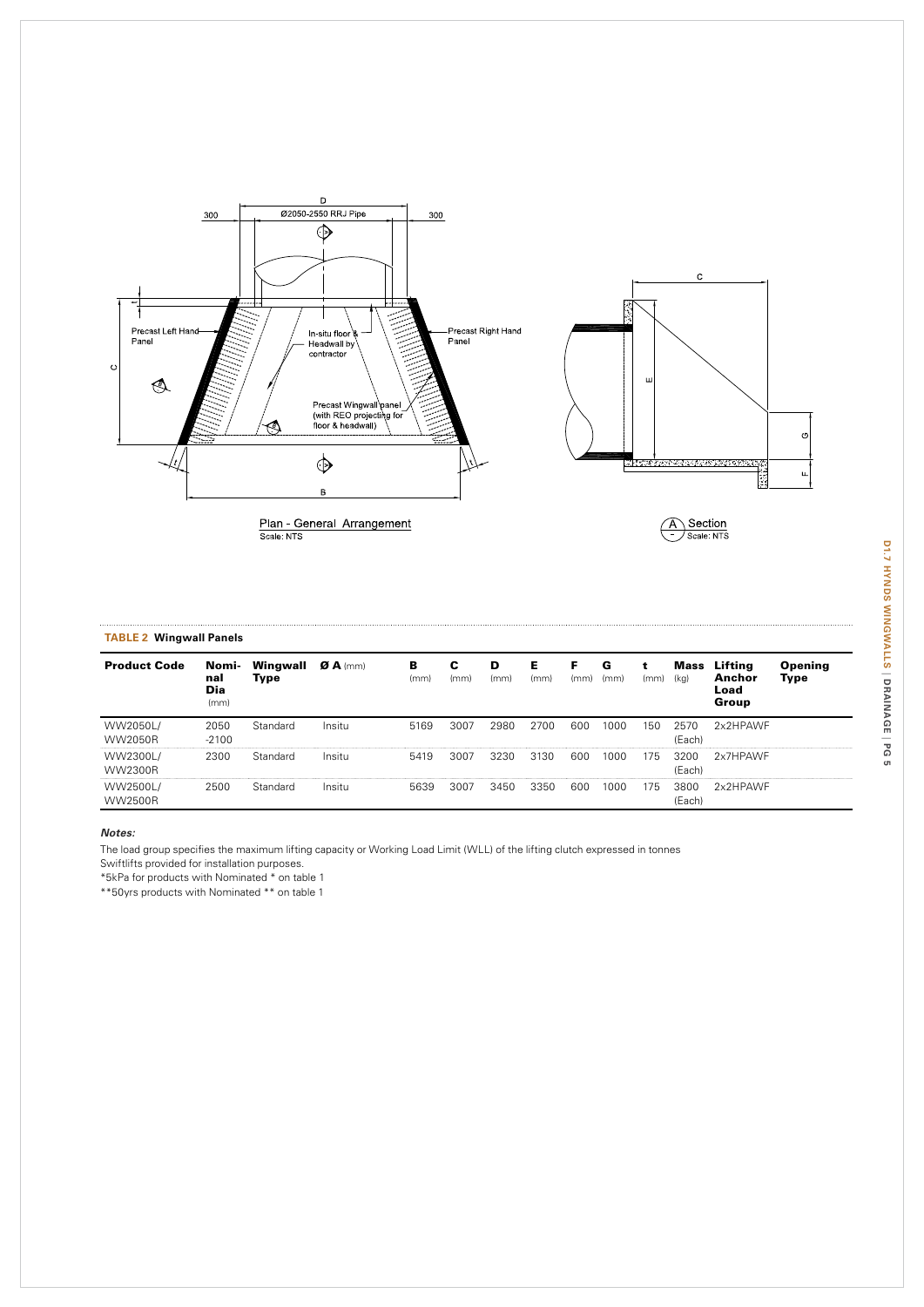Plan - General Arrangement
Scale: NTS

A Section
Scale: NTS

**TABLE 2 Wingwall Panels**

| Product Code | Nominal Dia (mm) | Wingwall Type | Ø A (mm) | B (mm) | C (mm) | D (mm) | E (mm) | F (mm) | G (mm) | t (mm) | Mass (kg) | Lifting Anchor Load Group | Opening Type |
|---|---|---|---|---|---|---|---|---|---|---|---|---|---|
| WW2050L/ WW2050R | 2050 -2100 | Standard | Insitu | 5169 | 3007 | 2980 | 2700 | 600 | 1000 | 150 | 2570 (Each) | 2x2HPAWF | |
| WW2300L/ WW2300R | 2300 | Standard | Insitu | 5419 | 3007 | 3230 | 3130 | 600 | 1000 | 175 | 3200 (Each) | 2x7HPAWF | |
| WW2500L/ WW2500R | 2500 | Standard | Insitu | 5639 | 3007 | 3450 | 3350 | 600 | 1000 | 175 | 3800 (Each) | 2x2HPAWF | |

***Notes:***

The load group specifies the maximum lifting capacity or Working Load Limit (WLL) of the lifting clutch expressed in tonnes
Swiftlifts provided for installation purposes.
*5kPa for products with Nominated * on table 1
**50yrs products with Nominated ** on table 1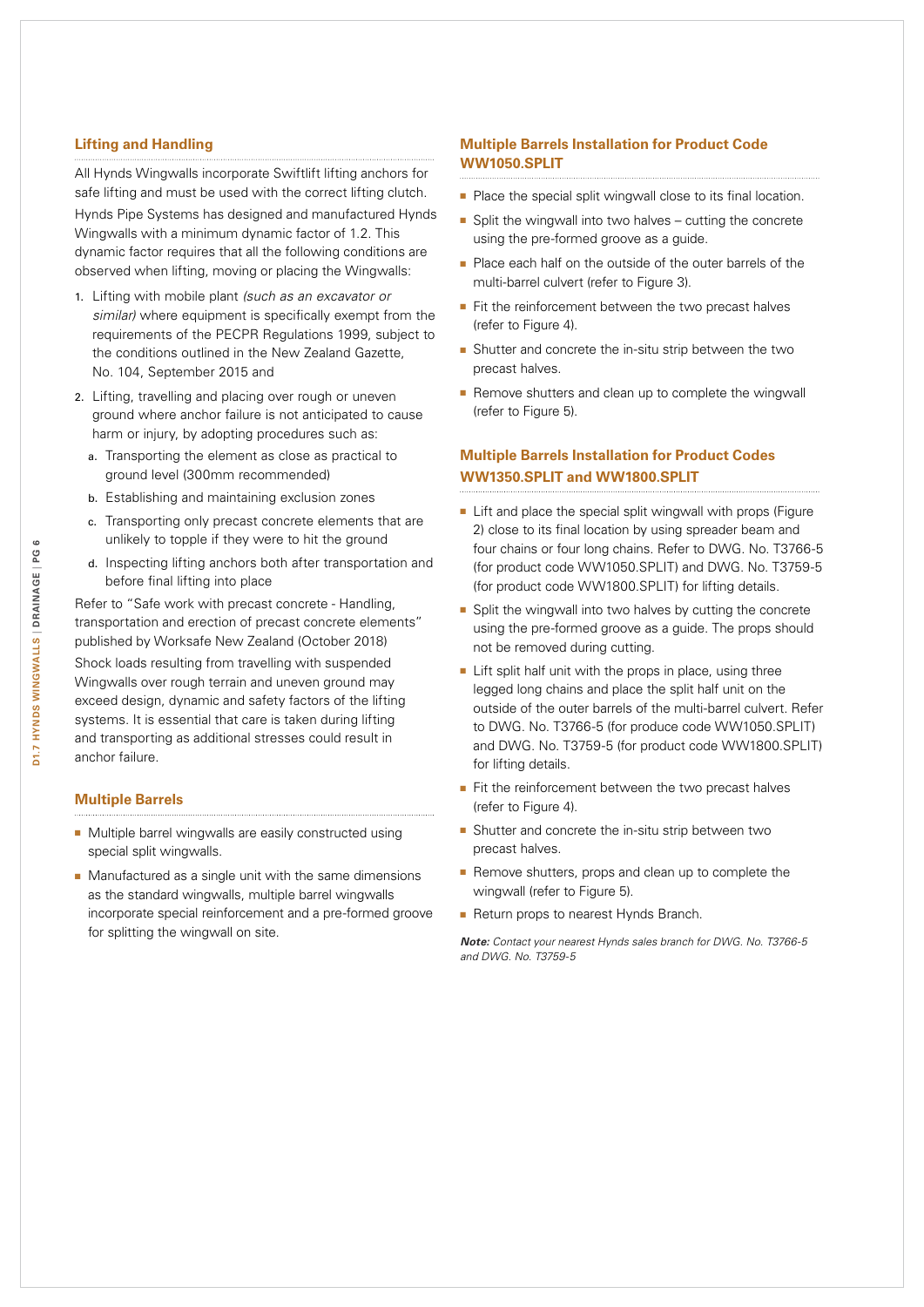## Lifting and Handling

All Hynds Wingwalls incorporate Swiftlift lifting anchors for safe lifting and must be used with the correct lifting clutch.

Hynds Pipe Systems has designed and manufactured Hynds Wingwalls with a minimum dynamic factor of 1.2. This dynamic factor requires that all the following conditions are observed when lifting, moving or placing the Wingwalls:

1. Lifting with mobile plant *(such as an excavator or similar)* where equipment is specifically exempt from the requirements of the PECPR Regulations 1999, subject to the conditions outlined in the New Zealand Gazette, No. 104, September 2015 and
2. Lifting, travelling and placing over rough or uneven ground where anchor failure is not anticipated to cause harm or injury, by adopting procedures such as:
   a. Transporting the element as close as practical to ground level (300mm recommended)
   b. Establishing and maintaining exclusion zones
   c. Transporting only precast concrete elements that are unlikely to topple if they were to hit the ground
   d. Inspecting lifting anchors both after transportation and before final lifting into place

Refer to "Safe work with precast concrete - Handling, transportation and erection of precast concrete elements" published by Worksafe New Zealand (October 2018)

Shock loads resulting from travelling with suspended Wingwalls over rough terrain and uneven ground may exceed design, dynamic and safety factors of the lifting systems. It is essential that care is taken during lifting and transporting as additional stresses could result in anchor failure.

## Multiple Barrels

- Multiple barrel wingwalls are easily constructed using special split wingwalls.
- Manufactured as a single unit with the same dimensions as the standard wingwalls, multiple barrel wingwalls incorporate special reinforcement and a pre-formed groove for splitting the wingwall on site.

## Multiple Barrels Installation for Product Code WW1050.SPLIT

- Place the special split wingwall close to its final location.
- Split the wingwall into two halves – cutting the concrete using the pre-formed groove as a guide.
- Place each half on the outside of the outer barrels of the multi-barrel culvert (refer to Figure 3).
- Fit the reinforcement between the two precast halves (refer to Figure 4).
- Shutter and concrete the in-situ strip between the two precast halves.
- Remove shutters and clean up to complete the wingwall (refer to Figure 5).

## Multiple Barrels Installation for Product Codes WW1350.SPLIT and WW1800.SPLIT

- Lift and place the special split wingwall with props (Figure 2) close to its final location by using spreader beam and four chains or four long chains. Refer to DWG. No. T3766-5 (for product code WW1050.SPLIT) and DWG. No. T3759-5 (for product code WW1800.SPLIT) for lifting details.
- Split the wingwall into two halves by cutting the concrete using the pre-formed groove as a guide. The props should not be removed during cutting.
- Lift split half unit with the props in place, using three legged long chains and place the split half unit on the outside of the outer barrels of the multi-barrel culvert. Refer to DWG. No. T3766-5 (for produce code WW1050.SPLIT) and DWG. No. T3759-5 (for product code WW1800.SPLIT) for lifting details.
- Fit the reinforcement between the two precast halves (refer to Figure 4).
- Shutter and concrete the in-situ strip between two precast halves.
- Remove shutters, props and clean up to complete the wingwall (refer to Figure 5).
- Return props to nearest Hynds Branch.

***Note:*** *Contact your nearest Hynds sales branch for DWG. No. T3766-5 and DWG. No. T3759-5*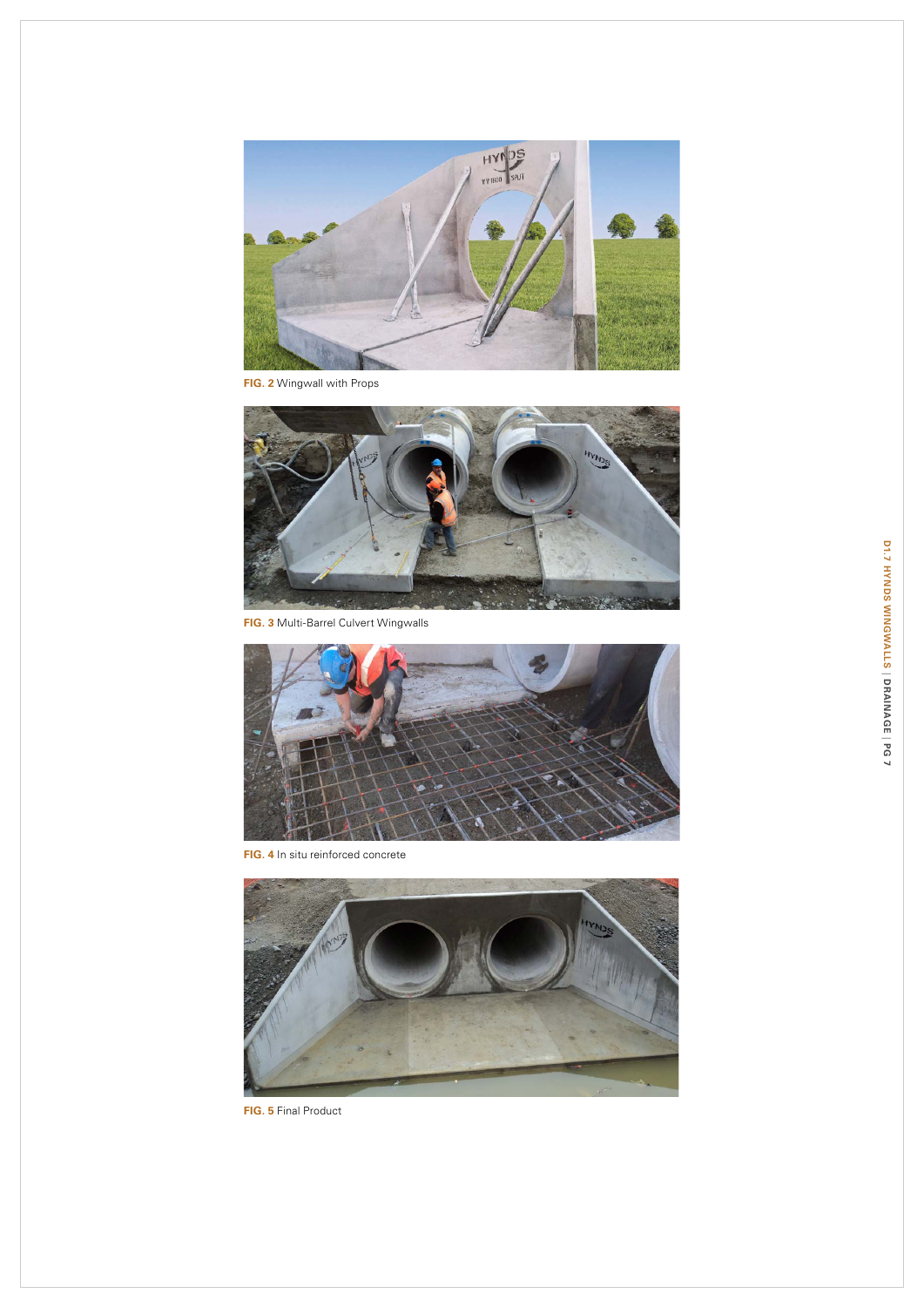**FIG. 2** Wingwall with Props

**FIG. 3** Multi-Barrel Culvert Wingwalls

**FIG. 4** In situ reinforced concrete

**FIG. 5** Final Product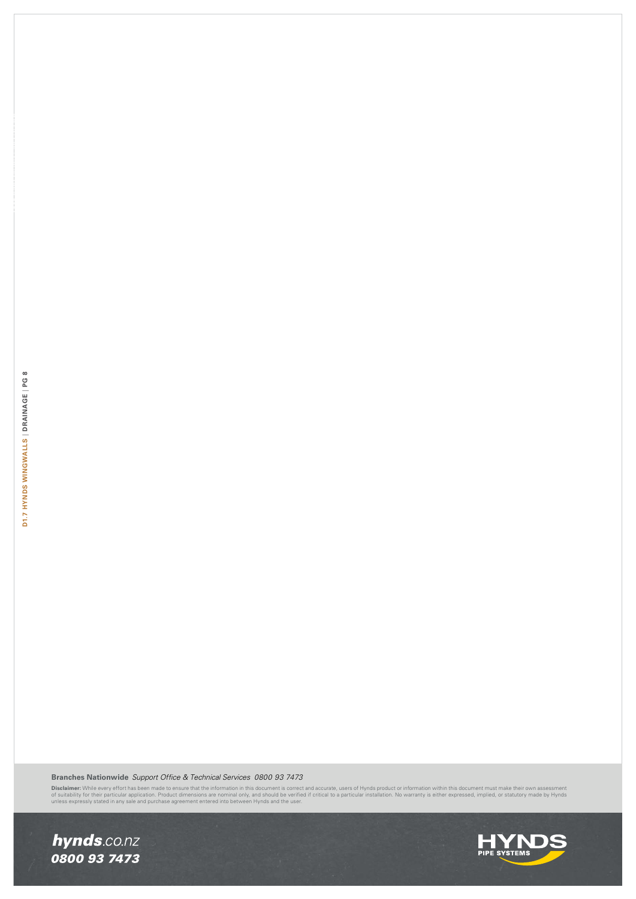**Branches Nationwide** *Support Office & Technical Services 0800 93 7473*

**Disclaimer:** While every effort has been made to ensure that the information in this document is correct and accurate, users of Hynds product or information within this document must make their own assessment of suitability for their particular application. Product dimensions are nominal only, and should be verified if critical to a particular installation. No warranty is either expressed, implied, or statutory made by Hynds unless expressly stated in any sale and purchase agreement entered into between Hynds and the user.

***hynds**.co.nz*
***0800 93 7473***

HYNDS PIPE SYSTEMS